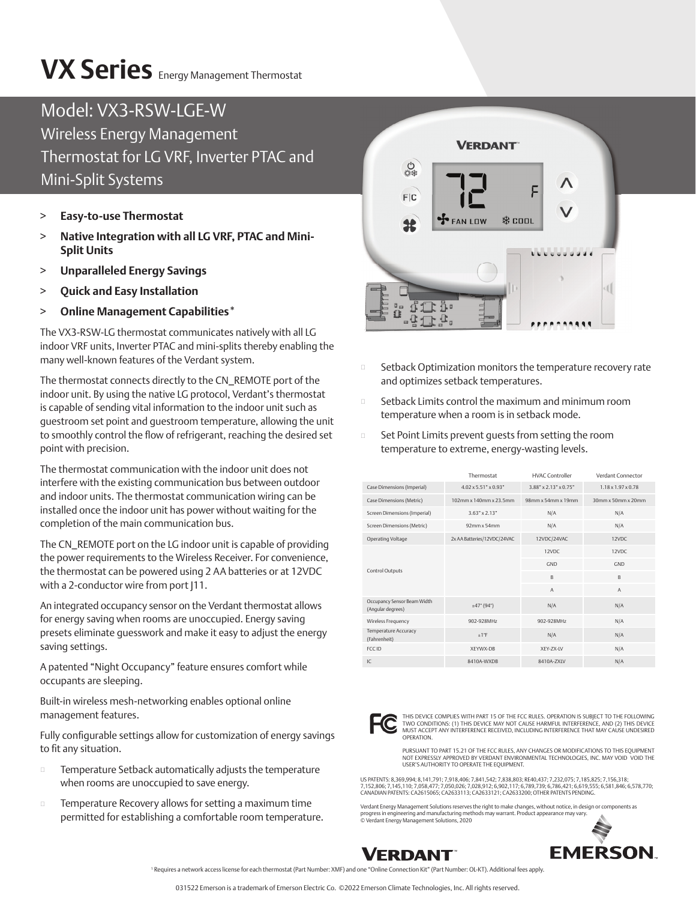# VX Series Energy Management Thermostat

## Model: VX3-RSW-LGE-W

### Wireless Energy Management Thermostat for LG VRF, Inverter PTAC and Mini-Split Systems

> **Easy-to-use Thermostat**

> **Native Integration with all LG VRF, PTAC and Mini-Split Units**

> **Unparalleled Energy Savings**

> **Quick and Easy Installation**

> **Online Management Capabilities**[1]

The VX3-RSW-LG thermostat communicates natively with all LG indoor VRF units, Inverter PTAC and mini-splits thereby enabling the many well-known features of the Verdant system.

The thermostat connects directly to the CN_REMOTE port of the indoor unit. By using the native LG protocol, Verdant's thermostat is capable of sending vital information to the indoor unit such as guestroom set point and guestroom temperature, allowing the unit to smoothly control the flow of refrigerant, reaching the desired set point with precision.

The thermostat communication with the indoor unit does not interfere with the existing communication bus between outdoor and indoor units. The thermostat communication wiring can be installed once the indoor unit has power without waiting for the completion of the main communication bus.

The CN_REMOTE port on the LG indoor unit is capable of providing the power requirements to the Wireless Receiver. For convenience, the thermostat can be powered using 2 AA batteries or at 12VDC with a 2-conductor wire from port J11.

An integrated occupancy sensor on the Verdant thermostat allows for energy saving when rooms are unoccupied. Energy saving presets eliminate guesswork and make it easy to adjust the energy saving settings.

A patented "Night Occupancy" feature ensures comfort while occupants are sleeping.

Built-in wireless mesh-networking enables optional online management features.

Fully configurable settings allow for customization of energy savings to fit any situation.

- Temperature Setback automatically adjusts the temperature when rooms are unoccupied to save energy.
- Temperature Recovery allows for setting a maximum time permitted for establishing a comfortable room temperature.
- Setback Optimization monitors the temperature recovery rate and optimizes setback temperatures.
- Setback Limits control the maximum and minimum room temperature when a room is in setback mode.
- Set Point Limits prevent guests from setting the room temperature to extreme, energy-wasting levels.

| | Thermostat | HVAC Controller | Verdant Connector |
|---|---|---|---|
| Case Dimensions (Imperial) | 4.02 x 5.51" x 0.93" | 3.88" x 2.13" x 0.75" | 1.18 x 1.97 x 0.78 |
| Case Dimensions (Metric) | 102mm x 140mm x 23.5mm | 98mm x 54mm x 19mm | 30mm x 50mm x 20mm |
| Screen Dimensions (Imperial) | 3.63" x 2.13" | N/A | N/A |
| Screen Dimensions (Metric) | 92mm x 54mm | N/A | N/A |
| Operating Voltage | 2x AA Batteries/12VDC/24VAC | 12VDC/24VAC | 12VDC |
| Control Outputs | | 12VDC | 12VDC |
| | | GND | GND |
| | | B | B |
| | | A | A |
| Occupancy Sensor Beam Width (Angular degrees) | ±47° (94°) | N/A | N/A |
| Wireless Frequency | 902-928MHz | 902-928MHz | N/A |
| Temperature Accuracy (Fahrenheit) | ±1°F | N/A | N/A |
| FCC ID | XEYWX-DB | XEY-ZX-LV | N/A |
| IC | 8410A-WXDB | 8410A-ZXLV | N/A |

THIS DEVICE COMPLIES WITH PART 15 OF THE FCC RULES. OPERATION IS SUBJECT TO THE FOLLOWING TWO CONDITIONS: (1) THIS DEVICE MAY NOT CAUSE HARMFUL INTERFERENCE, AND (2) THIS DEVICE MUST ACCEPT ANY INTERFERENCE RECEIVED, INCLUDING INTERFERENCE THAT MAY CAUSE UNDESIRED OPERATION.

PURSUANT TO PART 15.21 OF THE FCC RULES, ANY CHANGES OR MODIFICATIONS TO THIS EQUIPMENT NOT EXPRESSLY APPROVED BY VERDANT ENVIRONMENTAL TECHNOLOGIES, INC. MAY VOID VOID THE USER'S AUTHORITY TO OPERATE THE EQUIPMENT.

US PATENTS: 8,369,994; 8,141,791; 7,918,406; 7,841,542; 7,838,803; RE40,437; 7,232,075; 7,185,825; 7,156,318; 7,152,806; 7,145,110; 7,058,477; 7,050,026; 7,028,912; 6,902,117; 6,789,739; 6,786,421; 6,619,555; 6,581,846; 6,578,770; CANADIAN PATENTS: CA2615065; CA2633113; CA2633121; CA2633200; OTHER PATENTS PENDING.

Verdant Energy Management Solutions reserves the right to make changes, without notice, in design or components as progress in engineering and manufacturing methods may warrant. Product appearance may vary.
© Verdant Energy Management Solutions, 2020

[1] Requires a network access license for each thermostat (Part Number: XMF) and one "Online Connection Kit" (Part Number: OL-KT). Additional fees apply.

031522 Emerson is a trademark of Emerson Electric Co. ©2022 Emerson Climate Technologies, Inc. All rights reserved.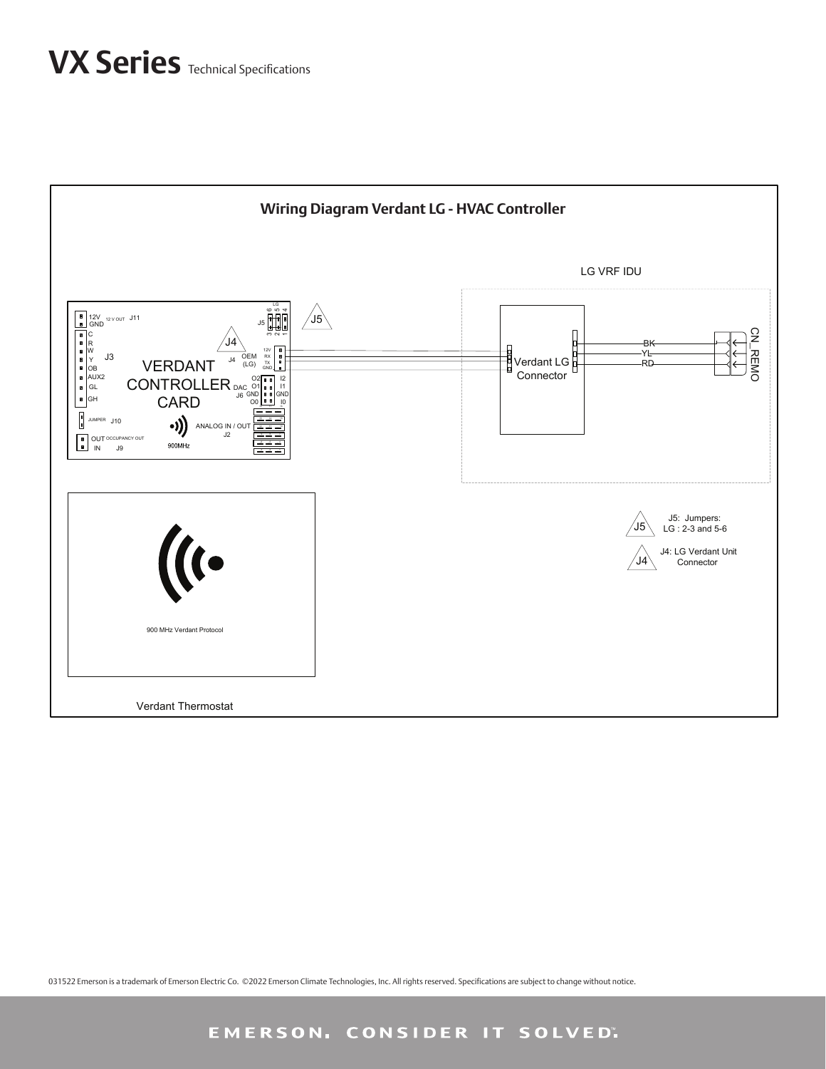# VX Series Technical Specifications

## Wiring Diagram Verdant LG - HVAC Controller

LG VRF IDU

12V
GND
12 V OUT J11

C
R
W
Y
OB
AUX2
GL
GH
J3

VERDANT CONTROLLER CARD

LG
6 5 4
J5
3 2 1

J4

J5

OEM (LG)
J4
12V
RX
TX
GND

O2
O1
GND
O0
DAC
J6
I2
I1
GND
I0

JUMPER J10

OUT OCCUPANCY OUT
IN J9

900MHz

ANALOG IN / OUT
J2

Verdant LG Connector

BK
YL
RD

CN_REMO

J5: Jumpers:
LG : 2-3 and 5-6

J4: LG Verdant Unit Connector

900 MHz Verdant Protocol

Verdant Thermostat

031522 Emerson is a trademark of Emerson Electric Co. ©2022 Emerson Climate Technologies, Inc. All rights reserved. Specifications are subject to change without notice.

EMERSON. CONSIDER IT SOLVED.™